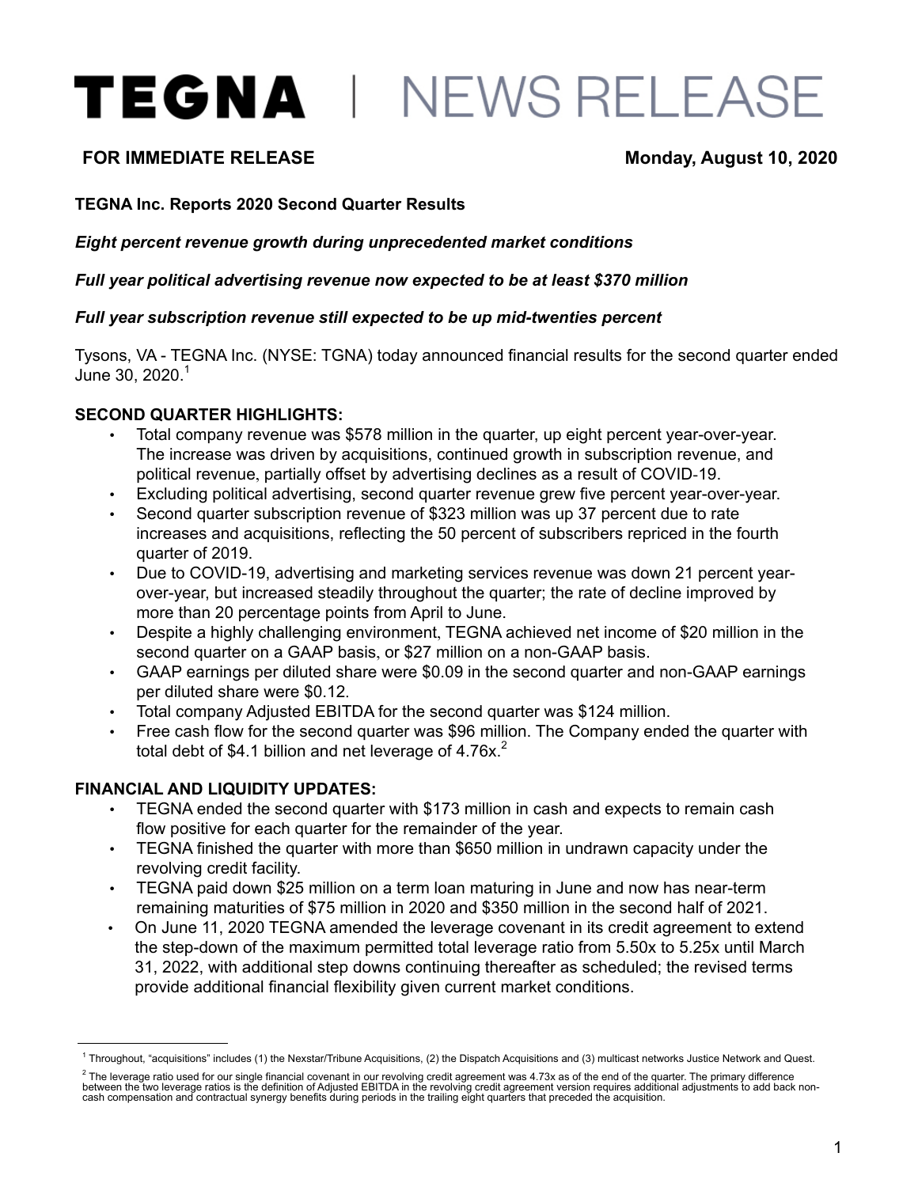# TEGNA | NEWS RELEASE

**FOR IMMEDIATE RELEASE** **Monday, August 10, 2020**

**TEGNA Inc. Reports 2020 Second Quarter Results**

***Eight percent revenue growth during unprecedented market conditions***

***Full year political advertising revenue now expected to be at least $370 million***

***Full year subscription revenue still expected to be up mid-twenties percent***

Tysons, VA - TEGNA Inc. (NYSE: TGNA) today announced financial results for the second quarter ended June 30, 2020.[1]

**SECOND QUARTER HIGHLIGHTS:**

- Total company revenue was $578 million in the quarter, up eight percent year-over-year. The increase was driven by acquisitions, continued growth in subscription revenue, and political revenue, partially offset by advertising declines as a result of COVID-19.
- Excluding political advertising, second quarter revenue grew five percent year-over-year.
- Second quarter subscription revenue of $323 million was up 37 percent due to rate increases and acquisitions, reflecting the 50 percent of subscribers repriced in the fourth quarter of 2019.
- Due to COVID-19, advertising and marketing services revenue was down 21 percent year-over-year, but increased steadily throughout the quarter; the rate of decline improved by more than 20 percentage points from April to June.
- Despite a highly challenging environment, TEGNA achieved net income of $20 million in the second quarter on a GAAP basis, or $27 million on a non-GAAP basis.
- GAAP earnings per diluted share were $0.09 in the second quarter and non-GAAP earnings per diluted share were $0.12.
- Total company Adjusted EBITDA for the second quarter was $124 million.
- Free cash flow for the second quarter was $96 million. The Company ended the quarter with total debt of $4.1 billion and net leverage of 4.76x.[2]

**FINANCIAL AND LIQUIDITY UPDATES:**

- TEGNA ended the second quarter with $173 million in cash and expects to remain cash flow positive for each quarter for the remainder of the year.
- TEGNA finished the quarter with more than $650 million in undrawn capacity under the revolving credit facility.
- TEGNA paid down $25 million on a term loan maturing in June and now has near-term remaining maturities of $75 million in 2020 and $350 million in the second half of 2021.
- On June 11, 2020 TEGNA amended the leverage covenant in its credit agreement to extend the step-down of the maximum permitted total leverage ratio from 5.50x to 5.25x until March 31, 2022, with additional step downs continuing thereafter as scheduled; the revised terms provide additional financial flexibility given current market conditions.

---

[1] Throughout, "acquisitions" includes (1) the Nexstar/Tribune Acquisitions, (2) the Dispatch Acquisitions and (3) multicast networks Justice Network and Quest.

[2] The leverage ratio used for our single financial covenant in our revolving credit agreement was 4.73x as of the end of the quarter. The primary difference between the two leverage ratios is the definition of Adjusted EBITDA in the revolving credit agreement version requires additional adjustments to add back non-cash compensation and contractual synergy benefits during periods in the trailing eight quarters that preceded the acquisition.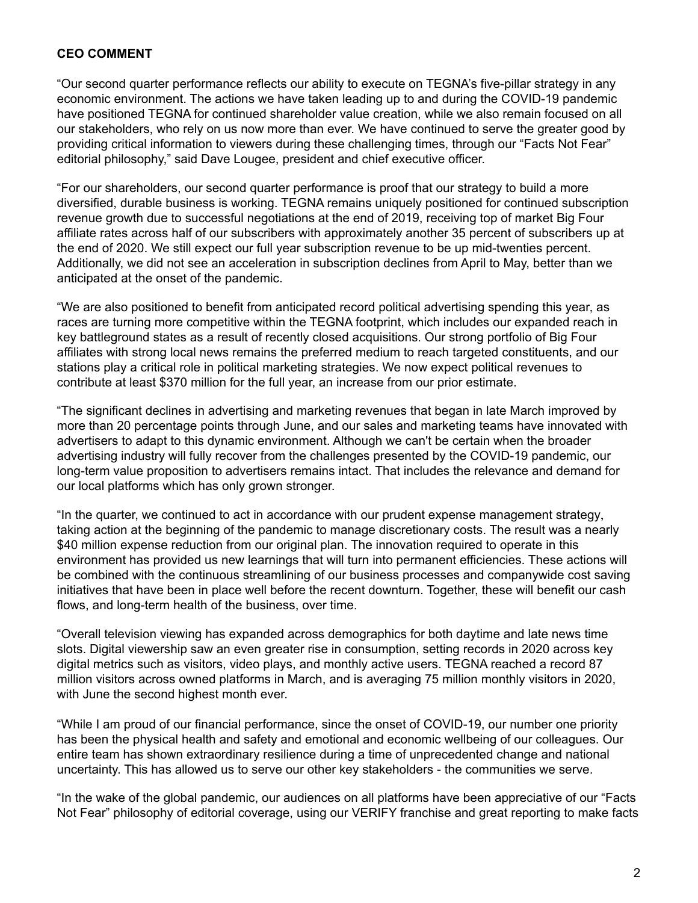**CEO COMMENT**

"Our second quarter performance reflects our ability to execute on TEGNA's five-pillar strategy in any economic environment. The actions we have taken leading up to and during the COVID-19 pandemic have positioned TEGNA for continued shareholder value creation, while we also remain focused on all our stakeholders, who rely on us now more than ever. We have continued to serve the greater good by providing critical information to viewers during these challenging times, through our "Facts Not Fear" editorial philosophy," said Dave Lougee, president and chief executive officer.

"For our shareholders, our second quarter performance is proof that our strategy to build a more diversified, durable business is working. TEGNA remains uniquely positioned for continued subscription revenue growth due to successful negotiations at the end of 2019, receiving top of market Big Four affiliate rates across half of our subscribers with approximately another 35 percent of subscribers up at the end of 2020. We still expect our full year subscription revenue to be up mid-twenties percent. Additionally, we did not see an acceleration in subscription declines from April to May, better than we anticipated at the onset of the pandemic.

"We are also positioned to benefit from anticipated record political advertising spending this year, as races are turning more competitive within the TEGNA footprint, which includes our expanded reach in key battleground states as a result of recently closed acquisitions. Our strong portfolio of Big Four affiliates with strong local news remains the preferred medium to reach targeted constituents, and our stations play a critical role in political marketing strategies. We now expect political revenues to contribute at least $370 million for the full year, an increase from our prior estimate.

"The significant declines in advertising and marketing revenues that began in late March improved by more than 20 percentage points through June, and our sales and marketing teams have innovated with advertisers to adapt to this dynamic environment. Although we can't be certain when the broader advertising industry will fully recover from the challenges presented by the COVID-19 pandemic, our long-term value proposition to advertisers remains intact. That includes the relevance and demand for our local platforms which has only grown stronger.

"In the quarter, we continued to act in accordance with our prudent expense management strategy, taking action at the beginning of the pandemic to manage discretionary costs. The result was a nearly $40 million expense reduction from our original plan. The innovation required to operate in this environment has provided us new learnings that will turn into permanent efficiencies. These actions will be combined with the continuous streamlining of our business processes and companywide cost saving initiatives that have been in place well before the recent downturn. Together, these will benefit our cash flows, and long-term health of the business, over time.

"Overall television viewing has expanded across demographics for both daytime and late news time slots. Digital viewership saw an even greater rise in consumption, setting records in 2020 across key digital metrics such as visitors, video plays, and monthly active users. TEGNA reached a record 87 million visitors across owned platforms in March, and is averaging 75 million monthly visitors in 2020, with June the second highest month ever.

"While I am proud of our financial performance, since the onset of COVID-19, our number one priority has been the physical health and safety and emotional and economic wellbeing of our colleagues. Our entire team has shown extraordinary resilience during a time of unprecedented change and national uncertainty. This has allowed us to serve our other key stakeholders - the communities we serve.

"In the wake of the global pandemic, our audiences on all platforms have been appreciative of our "Facts Not Fear" philosophy of editorial coverage, using our VERIFY franchise and great reporting to make facts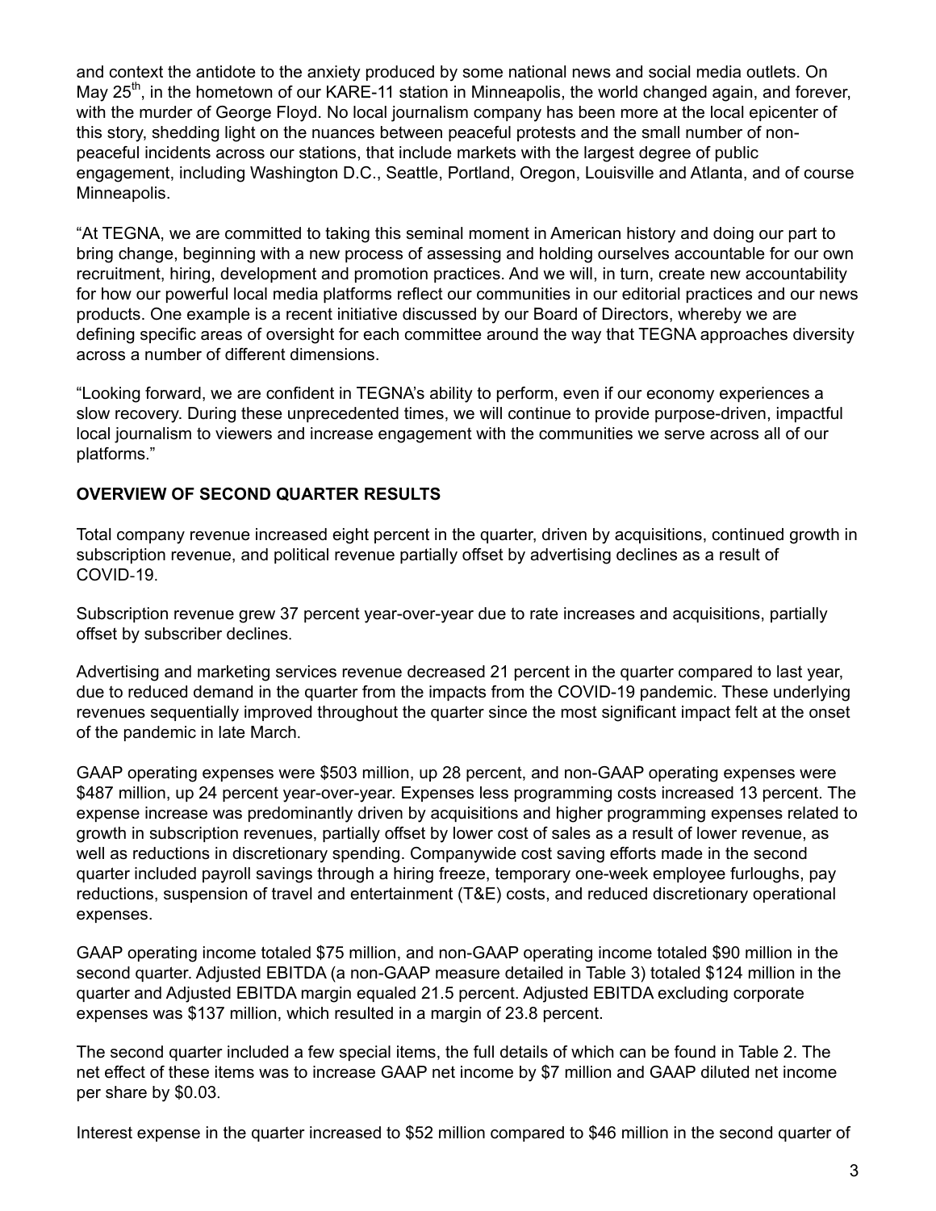and context the antidote to the anxiety produced by some national news and social media outlets. On May 25th, in the hometown of our KARE-11 station in Minneapolis, the world changed again, and forever, with the murder of George Floyd. No local journalism company has been more at the local epicenter of this story, shedding light on the nuances between peaceful protests and the small number of non-peaceful incidents across our stations, that include markets with the largest degree of public engagement, including Washington D.C., Seattle, Portland, Oregon, Louisville and Atlanta, and of course Minneapolis.

"At TEGNA, we are committed to taking this seminal moment in American history and doing our part to bring change, beginning with a new process of assessing and holding ourselves accountable for our own recruitment, hiring, development and promotion practices. And we will, in turn, create new accountability for how our powerful local media platforms reflect our communities in our editorial practices and our news products. One example is a recent initiative discussed by our Board of Directors, whereby we are defining specific areas of oversight for each committee around the way that TEGNA approaches diversity across a number of different dimensions.

"Looking forward, we are confident in TEGNA's ability to perform, even if our economy experiences a slow recovery. During these unprecedented times, we will continue to provide purpose-driven, impactful local journalism to viewers and increase engagement with the communities we serve across all of our platforms."

**OVERVIEW OF SECOND QUARTER RESULTS**

Total company revenue increased eight percent in the quarter, driven by acquisitions, continued growth in subscription revenue, and political revenue partially offset by advertising declines as a result of COVID-19.

Subscription revenue grew 37 percent year-over-year due to rate increases and acquisitions, partially offset by subscriber declines.

Advertising and marketing services revenue decreased 21 percent in the quarter compared to last year, due to reduced demand in the quarter from the impacts from the COVID-19 pandemic. These underlying revenues sequentially improved throughout the quarter since the most significant impact felt at the onset of the pandemic in late March.

GAAP operating expenses were $503 million, up 28 percent, and non-GAAP operating expenses were $487 million, up 24 percent year-over-year. Expenses less programming costs increased 13 percent. The expense increase was predominantly driven by acquisitions and higher programming expenses related to growth in subscription revenues, partially offset by lower cost of sales as a result of lower revenue, as well as reductions in discretionary spending. Companywide cost saving efforts made in the second quarter included payroll savings through a hiring freeze, temporary one-week employee furloughs, pay reductions, suspension of travel and entertainment (T&E) costs, and reduced discretionary operational expenses.

GAAP operating income totaled $75 million, and non-GAAP operating income totaled $90 million in the second quarter. Adjusted EBITDA (a non-GAAP measure detailed in Table 3) totaled $124 million in the quarter and Adjusted EBITDA margin equaled 21.5 percent. Adjusted EBITDA excluding corporate expenses was $137 million, which resulted in a margin of 23.8 percent.

The second quarter included a few special items, the full details of which can be found in Table 2. The net effect of these items was to increase GAAP net income by $7 million and GAAP diluted net income per share by $0.03.

Interest expense in the quarter increased to $52 million compared to $46 million in the second quarter of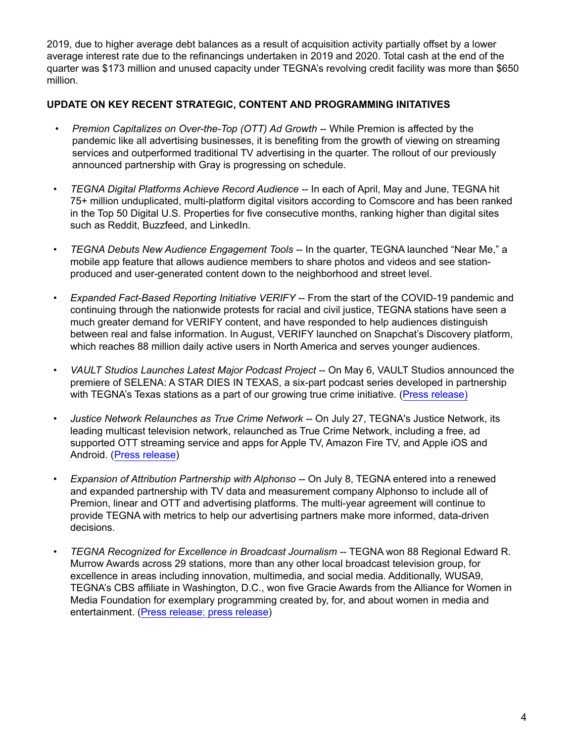2019, due to higher average debt balances as a result of acquisition activity partially offset by a lower average interest rate due to the refinancings undertaken in 2019 and 2020. Total cash at the end of the quarter was $173 million and unused capacity under TEGNA's revolving credit facility was more than $650 million.

**UPDATE ON KEY RECENT STRATEGIC, CONTENT AND PROGRAMMING INITATIVES**

- *Premion Capitalizes on Over-the-Top (OTT) Ad Growth* -- While Premion is affected by the pandemic like all advertising businesses, it is benefiting from the growth of viewing on streaming services and outperformed traditional TV advertising in the quarter. The rollout of our previously announced partnership with Gray is progressing on schedule.

- *TEGNA Digital Platforms Achieve Record Audience* -- In each of April, May and June, TEGNA hit 75+ million unduplicated, multi-platform digital visitors according to Comscore and has been ranked in the Top 50 Digital U.S. Properties for five consecutive months, ranking higher than digital sites such as Reddit, Buzzfeed, and LinkedIn.

- *TEGNA Debuts New Audience Engagement Tools* -- In the quarter, TEGNA launched "Near Me," a mobile app feature that allows audience members to share photos and videos and see station-produced and user-generated content down to the neighborhood and street level.

- *Expanded Fact-Based Reporting Initiative VERIFY* -- From the start of the COVID-19 pandemic and continuing through the nationwide protests for racial and civil justice, TEGNA stations have seen a much greater demand for VERIFY content, and have responded to help audiences distinguish between real and false information. In August, VERIFY launched on Snapchat's Discovery platform, which reaches 88 million daily active users in North America and serves younger audiences.

- *VAULT Studios Launches Latest Major Podcast Project* -- On May 6, VAULT Studios announced the premiere of SELENA: A STAR DIES IN TEXAS, a six-part podcast series developed in partnership with TEGNA's Texas stations as a part of our growing true crime initiative. (Press release)

- *Justice Network Relaunches as True Crime Network* -- On July 27, TEGNA's Justice Network, its leading multicast television network, relaunched as True Crime Network, including a free, ad supported OTT streaming service and apps for Apple TV, Amazon Fire TV, and Apple iOS and Android. (Press release)

- *Expansion of Attribution Partnership with Alphonso* -- On July 8, TEGNA entered into a renewed and expanded partnership with TV data and measurement company Alphonso to include all of Premion, linear and OTT and advertising platforms. The multi-year agreement will continue to provide TEGNA with metrics to help our advertising partners make more informed, data-driven decisions.

- *TEGNA Recognized for Excellence in Broadcast Journalism* -- TEGNA won 88 Regional Edward R. Murrow Awards across 29 stations, more than any other local broadcast television group, for excellence in areas including innovation, multimedia, and social media. Additionally, WUSA9, TEGNA's CBS affiliate in Washington, D.C., won five Gracie Awards from the Alliance for Women in Media Foundation for exemplary programming created by, for, and about women in media and entertainment. (Press release; press release)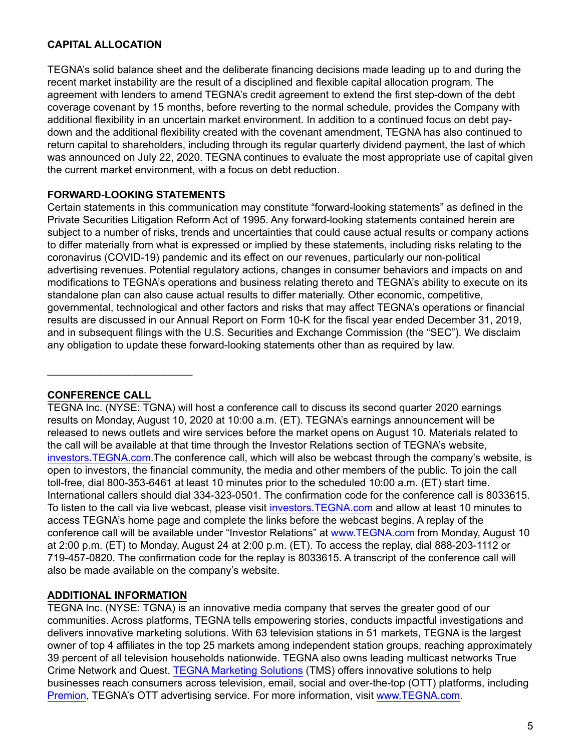**CAPITAL ALLOCATION**

TEGNA's solid balance sheet and the deliberate financing decisions made leading up to and during the recent market instability are the result of a disciplined and flexible capital allocation program. The agreement with lenders to amend TEGNA's credit agreement to extend the first step-down of the debt coverage covenant by 15 months, before reverting to the normal schedule, provides the Company with additional flexibility in an uncertain market environment. In addition to a continued focus on debt pay-down and the additional flexibility created with the covenant amendment, TEGNA has also continued to return capital to shareholders, including through its regular quarterly dividend payment, the last of which was announced on July 22, 2020. TEGNA continues to evaluate the most appropriate use of capital given the current market environment, with a focus on debt reduction.

**FORWARD-LOOKING STATEMENTS**

Certain statements in this communication may constitute "forward-looking statements" as defined in the Private Securities Litigation Reform Act of 1995. Any forward-looking statements contained herein are subject to a number of risks, trends and uncertainties that could cause actual results or company actions to differ materially from what is expressed or implied by these statements, including risks relating to the coronavirus (COVID-19) pandemic and its effect on our revenues, particularly our non-political advertising revenues. Potential regulatory actions, changes in consumer behaviors and impacts on and modifications to TEGNA's operations and business relating thereto and TEGNA's ability to execute on its standalone plan can also cause actual results to differ materially. Other economic, competitive, governmental, technological and other factors and risks that may affect TEGNA's operations or financial results are discussed in our Annual Report on Form 10-K for the fiscal year ended December 31, 2019, and in subsequent filings with the U.S. Securities and Exchange Commission (the "SEC"). We disclaim any obligation to update these forward-looking statements other than as required by law.

---

**CONFERENCE CALL**

TEGNA Inc. (NYSE: TGNA) will host a conference call to discuss its second quarter 2020 earnings results on Monday, August 10, 2020 at 10:00 a.m. (ET). TEGNA's earnings announcement will be released to news outlets and wire services before the market opens on August 10. Materials related to the call will be available at that time through the Investor Relations section of TEGNA's website, investors.TEGNA.com.The conference call, which will also be webcast through the company's website, is open to investors, the financial community, the media and other members of the public. To join the call toll-free, dial 800-353-6461 at least 10 minutes prior to the scheduled 10:00 a.m. (ET) start time. International callers should dial 334-323-0501. The confirmation code for the conference call is 8033615. To listen to the call via live webcast, please visit investors.TEGNA.com and allow at least 10 minutes to access TEGNA's home page and complete the links before the webcast begins. A replay of the conference call will be available under "Investor Relations" at www.TEGNA.com from Monday, August 10 at 2:00 p.m. (ET) to Monday, August 24 at 2:00 p.m. (ET). To access the replay, dial 888-203-1112 or 719-457-0820. The confirmation code for the replay is 8033615. A transcript of the conference call will also be made available on the company's website.

**ADDITIONAL INFORMATION**

TEGNA Inc. (NYSE: TGNA) is an innovative media company that serves the greater good of our communities. Across platforms, TEGNA tells empowering stories, conducts impactful investigations and delivers innovative marketing solutions. With 63 television stations in 51 markets, TEGNA is the largest owner of top 4 affiliates in the top 25 markets among independent station groups, reaching approximately 39 percent of all television households nationwide. TEGNA also owns leading multicast networks True Crime Network and Quest. TEGNA Marketing Solutions (TMS) offers innovative solutions to help businesses reach consumers across television, email, social and over-the-top (OTT) platforms, including Premion, TEGNA's OTT advertising service. For more information, visit www.TEGNA.com.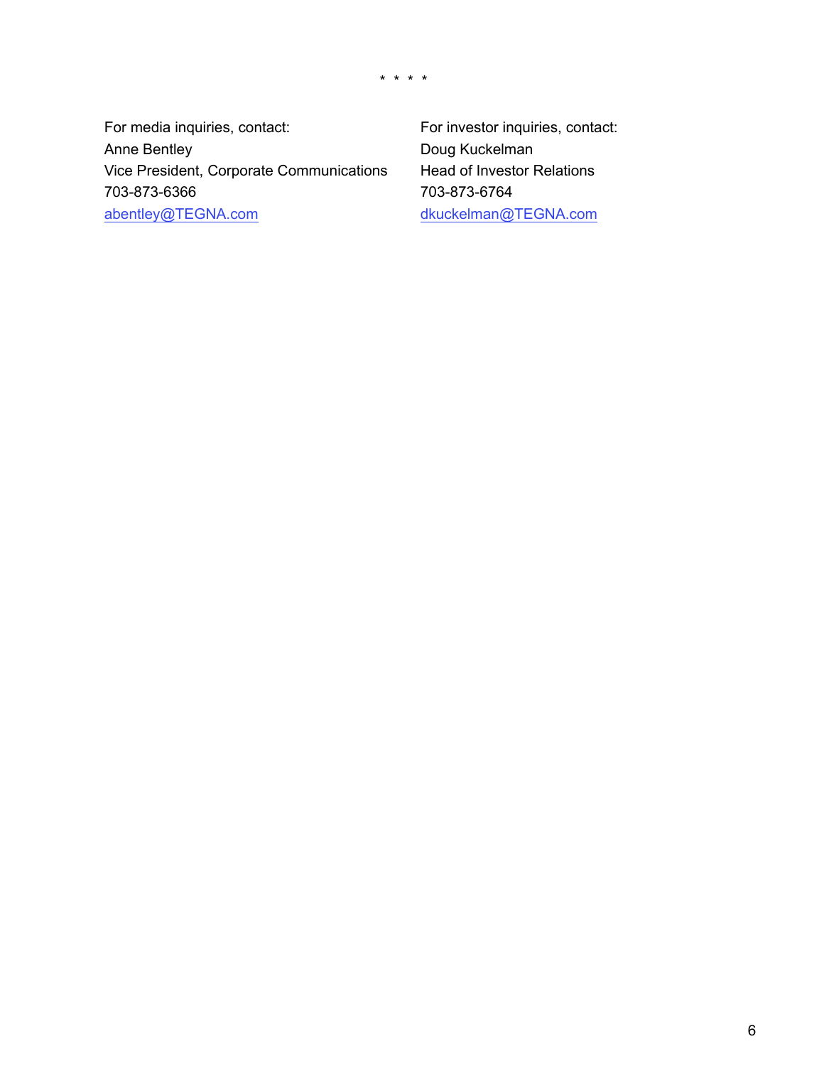* * * *

For media inquiries, contact:
Anne Bentley
Vice President, Corporate Communications
703-873-6366
abentley@TEGNA.com

For investor inquiries, contact:
Doug Kuckelman
Head of Investor Relations
703-873-6764
dkuckelman@TEGNA.com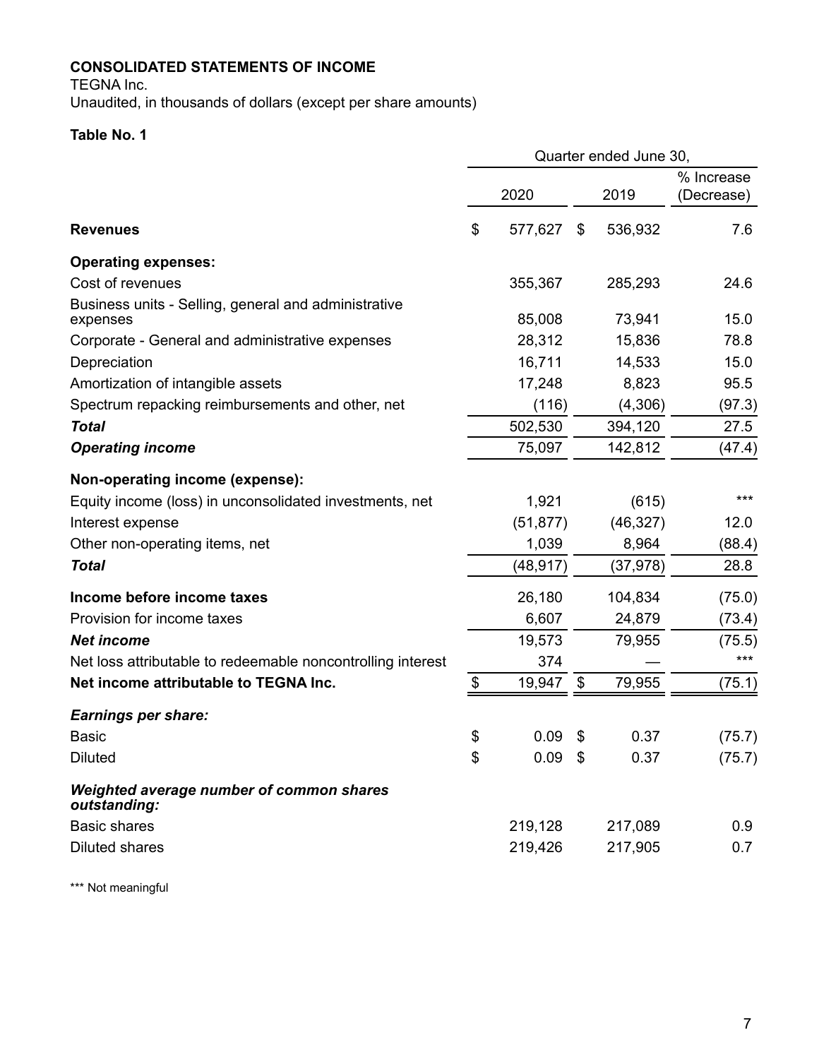**CONSOLIDATED STATEMENTS OF INCOME**

TEGNA Inc.

Unaudited, in thousands of dollars (except per share amounts)

**Table No. 1**

| | Quarter ended June 30, | | |
|---|---|---|---|
| | 2020 | 2019 | % Increase (Decrease) |
| **Revenues** | $ 577,627 | $ 536,932 | 7.6 |
| **Operating expenses:** | | | |
| Cost of revenues | 355,367 | 285,293 | 24.6 |
| Business units - Selling, general and administrative expenses | 85,008 | 73,941 | 15.0 |
| Corporate - General and administrative expenses | 28,312 | 15,836 | 78.8 |
| Depreciation | 16,711 | 14,533 | 15.0 |
| Amortization of intangible assets | 17,248 | 8,823 | 95.5 |
| Spectrum repacking reimbursements and other, net | (116) | (4,306) | (97.3) |
| ***Total*** | 502,530 | 394,120 | 27.5 |
| ***Operating income*** | 75,097 | 142,812 | (47.4) |
| **Non-operating income (expense):** | | | |
| Equity income (loss) in unconsolidated investments, net | 1,921 | (615) | *** |
| Interest expense | (51,877) | (46,327) | 12.0 |
| Other non-operating items, net | 1,039 | 8,964 | (88.4) |
| ***Total*** | (48,917) | (37,978) | 28.8 |
| **Income before income taxes** | 26,180 | 104,834 | (75.0) |
| Provision for income taxes | 6,607 | 24,879 | (73.4) |
| ***Net income*** | 19,573 | 79,955 | (75.5) |
| Net loss attributable to redeemable noncontrolling interest | 374 | — | *** |
| **Net income attributable to TEGNA Inc.** | $ 19,947 | $ 79,955 | (75.1) |
| ***Earnings per share:*** | | | |
| Basic | $ 0.09 | $ 0.37 | (75.7) |
| Diluted | $ 0.09 | $ 0.37 | (75.7) |
| ***Weighted average number of common shares outstanding:*** | | | |
| Basic shares | 219,128 | 217,089 | 0.9 |
| Diluted shares | 219,426 | 217,905 | 0.7 |

*** Not meaningful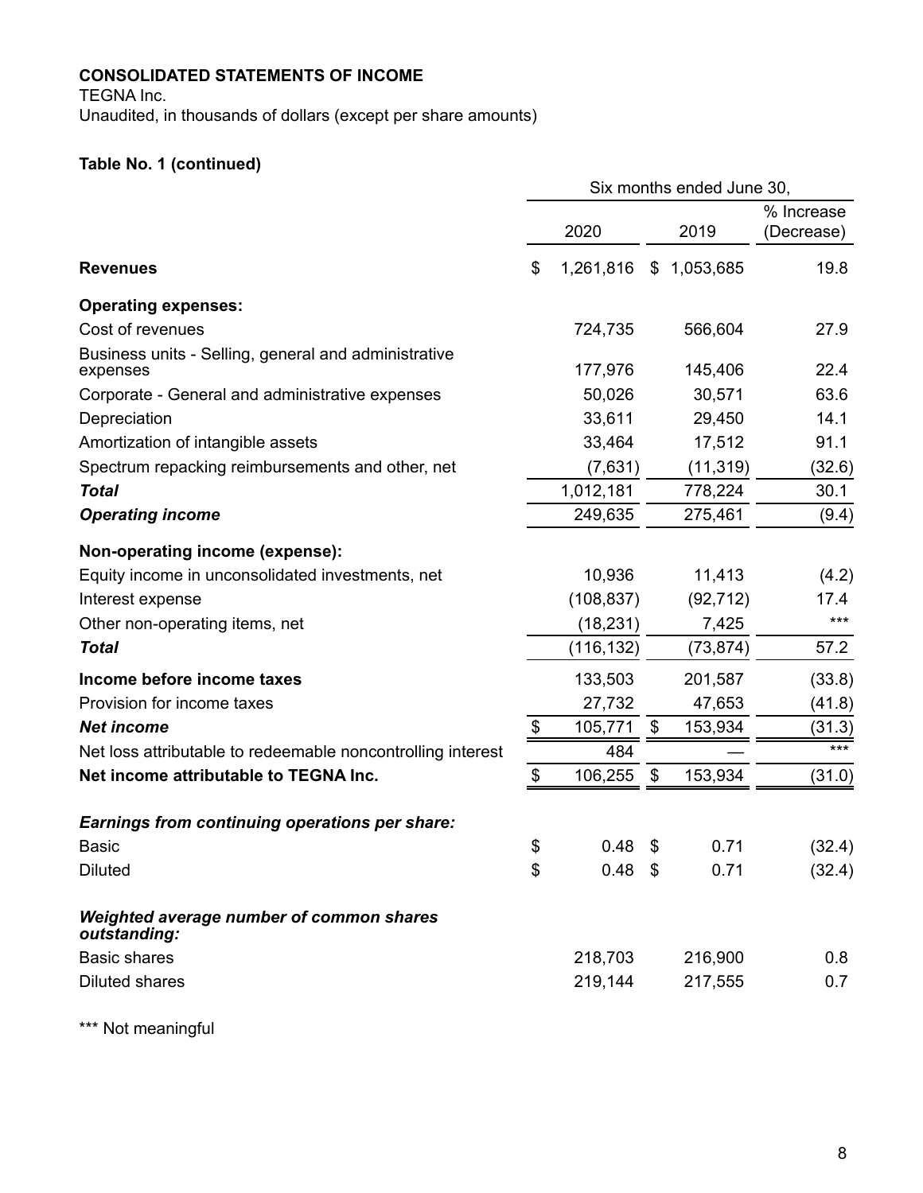**CONSOLIDATED STATEMENTS OF INCOME**

TEGNA Inc.

Unaudited, in thousands of dollars (except per share amounts)

**Table No. 1 (continued)**

| | Six months ended June 30, | | |
|---|---|---|---|
| | 2020 | 2019 | % Increase (Decrease) |
| **Revenues** | $ 1,261,816 | $ 1,053,685 | 19.8 |
| **Operating expenses:** | | | |
| Cost of revenues | 724,735 | 566,604 | 27.9 |
| Business units - Selling, general and administrative expenses | 177,976 | 145,406 | 22.4 |
| Corporate - General and administrative expenses | 50,026 | 30,571 | 63.6 |
| Depreciation | 33,611 | 29,450 | 14.1 |
| Amortization of intangible assets | 33,464 | 17,512 | 91.1 |
| Spectrum repacking reimbursements and other, net | (7,631) | (11,319) | (32.6) |
| ***Total*** | 1,012,181 | 778,224 | 30.1 |
| ***Operating income*** | 249,635 | 275,461 | (9.4) |
| **Non-operating income (expense):** | | | |
| Equity income in unconsolidated investments, net | 10,936 | 11,413 | (4.2) |
| Interest expense | (108,837) | (92,712) | 17.4 |
| Other non-operating items, net | (18,231) | 7,425 | *** |
| ***Total*** | (116,132) | (73,874) | 57.2 |
| **Income before income taxes** | 133,503 | 201,587 | (33.8) |
| Provision for income taxes | 27,732 | 47,653 | (41.8) |
| ***Net income*** | $ 105,771 | $ 153,934 | (31.3) |
| Net loss attributable to redeemable noncontrolling interest | 484 | — | *** |
| **Net income attributable to TEGNA Inc.** | $ 106,255 | $ 153,934 | (31.0) |
| ***Earnings from continuing operations per share:*** | | | |
| Basic | $ 0.48 | $ 0.71 | (32.4) |
| Diluted | $ 0.48 | $ 0.71 | (32.4) |
| ***Weighted average number of common shares outstanding:*** | | | |
| Basic shares | 218,703 | 216,900 | 0.8 |
| Diluted shares | 219,144 | 217,555 | 0.7 |

*** Not meaningful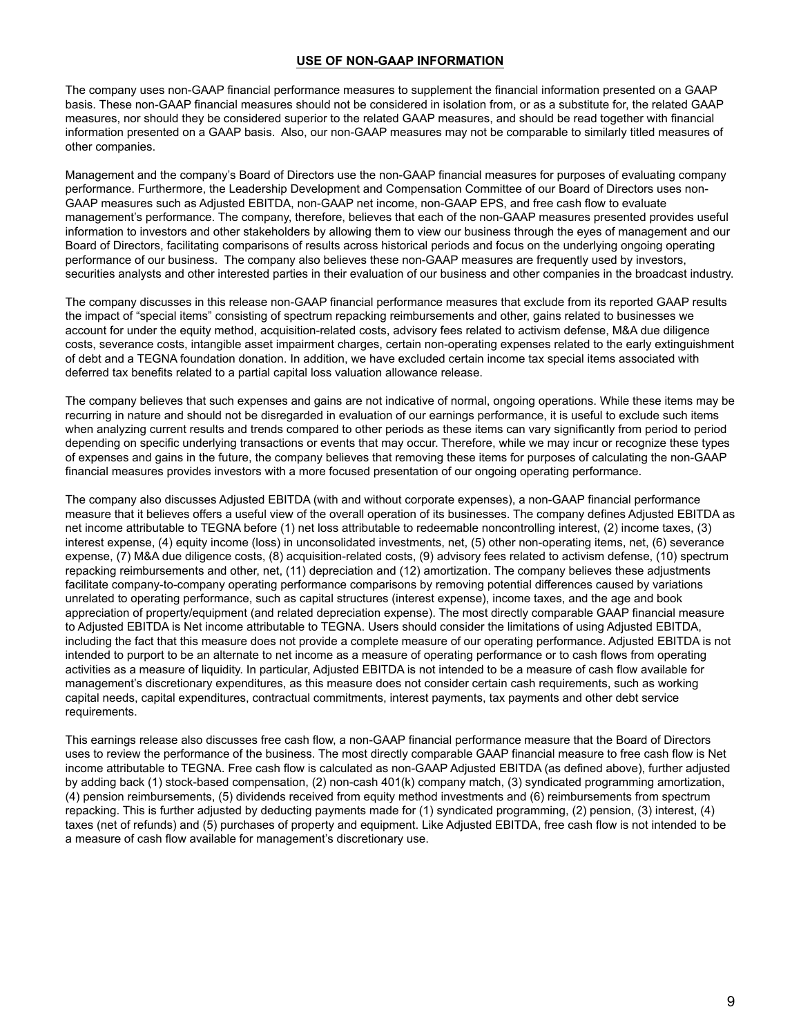## USE OF NON-GAAP INFORMATION

The company uses non-GAAP financial performance measures to supplement the financial information presented on a GAAP basis. These non-GAAP financial measures should not be considered in isolation from, or as a substitute for, the related GAAP measures, nor should they be considered superior to the related GAAP measures, and should be read together with financial information presented on a GAAP basis. Also, our non-GAAP measures may not be comparable to similarly titled measures of other companies.

Management and the company's Board of Directors use the non-GAAP financial measures for purposes of evaluating company performance. Furthermore, the Leadership Development and Compensation Committee of our Board of Directors uses non-GAAP measures such as Adjusted EBITDA, non-GAAP net income, non-GAAP EPS, and free cash flow to evaluate management's performance. The company, therefore, believes that each of the non-GAAP measures presented provides useful information to investors and other stakeholders by allowing them to view our business through the eyes of management and our Board of Directors, facilitating comparisons of results across historical periods and focus on the underlying ongoing operating performance of our business. The company also believes these non-GAAP measures are frequently used by investors, securities analysts and other interested parties in their evaluation of our business and other companies in the broadcast industry.

The company discusses in this release non-GAAP financial performance measures that exclude from its reported GAAP results the impact of "special items" consisting of spectrum repacking reimbursements and other, gains related to businesses we account for under the equity method, acquisition-related costs, advisory fees related to activism defense, M&A due diligence costs, severance costs, intangible asset impairment charges, certain non-operating expenses related to the early extinguishment of debt and a TEGNA foundation donation. In addition, we have excluded certain income tax special items associated with deferred tax benefits related to a partial capital loss valuation allowance release.

The company believes that such expenses and gains are not indicative of normal, ongoing operations. While these items may be recurring in nature and should not be disregarded in evaluation of our earnings performance, it is useful to exclude such items when analyzing current results and trends compared to other periods as these items can vary significantly from period to period depending on specific underlying transactions or events that may occur. Therefore, while we may incur or recognize these types of expenses and gains in the future, the company believes that removing these items for purposes of calculating the non-GAAP financial measures provides investors with a more focused presentation of our ongoing operating performance.

The company also discusses Adjusted EBITDA (with and without corporate expenses), a non-GAAP financial performance measure that it believes offers a useful view of the overall operation of its businesses. The company defines Adjusted EBITDA as net income attributable to TEGNA before (1) net loss attributable to redeemable noncontrolling interest, (2) income taxes, (3) interest expense, (4) equity income (loss) in unconsolidated investments, net, (5) other non-operating items, net, (6) severance expense, (7) M&A due diligence costs, (8) acquisition-related costs, (9) advisory fees related to activism defense, (10) spectrum repacking reimbursements and other, net, (11) depreciation and (12) amortization. The company believes these adjustments facilitate company-to-company operating performance comparisons by removing potential differences caused by variations unrelated to operating performance, such as capital structures (interest expense), income taxes, and the age and book appreciation of property/equipment (and related depreciation expense). The most directly comparable GAAP financial measure to Adjusted EBITDA is Net income attributable to TEGNA. Users should consider the limitations of using Adjusted EBITDA, including the fact that this measure does not provide a complete measure of our operating performance. Adjusted EBITDA is not intended to purport to be an alternate to net income as a measure of operating performance or to cash flows from operating activities as a measure of liquidity. In particular, Adjusted EBITDA is not intended to be a measure of cash flow available for management's discretionary expenditures, as this measure does not consider certain cash requirements, such as working capital needs, capital expenditures, contractual commitments, interest payments, tax payments and other debt service requirements.

This earnings release also discusses free cash flow, a non-GAAP financial performance measure that the Board of Directors uses to review the performance of the business. The most directly comparable GAAP financial measure to free cash flow is Net income attributable to TEGNA. Free cash flow is calculated as non-GAAP Adjusted EBITDA (as defined above), further adjusted by adding back (1) stock-based compensation, (2) non-cash 401(k) company match, (3) syndicated programming amortization, (4) pension reimbursements, (5) dividends received from equity method investments and (6) reimbursements from spectrum repacking. This is further adjusted by deducting payments made for (1) syndicated programming, (2) pension, (3) interest, (4) taxes (net of refunds) and (5) purchases of property and equipment. Like Adjusted EBITDA, free cash flow is not intended to be a measure of cash flow available for management's discretionary use.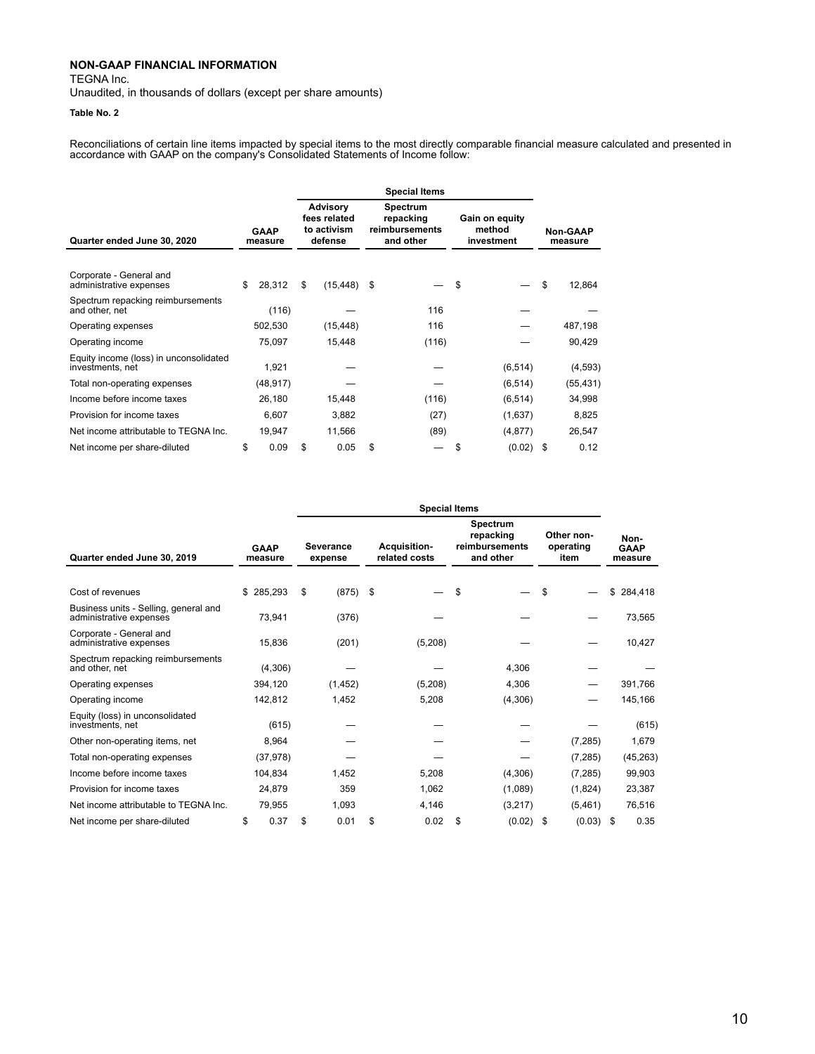**NON-GAAP FINANCIAL INFORMATION**

TEGNA Inc.

Unaudited, in thousands of dollars (except per share amounts)

**Table No. 2**

Reconciliations of certain line items impacted by special items to the most directly comparable financial measure calculated and presented in accordance with GAAP on the company's Consolidated Statements of Income follow:

| | | Special Items | | | |
|---|---|---|---|---|---|
| **Quarter ended June 30, 2020** | **GAAP measure** | **Advisory fees related to activism defense** | **Spectrum repacking reimbursements and other** | **Gain on equity method investment** | **Non-GAAP measure** |
| Corporate - General and administrative expenses | $ 28,312 | $ (15,448) | $ — | $ — | $ 12,864 |
| Spectrum repacking reimbursements and other, net | (116) | — | 116 | — | — |
| Operating expenses | 502,530 | (15,448) | 116 | — | 487,198 |
| Operating income | 75,097 | 15,448 | (116) | — | 90,429 |
| Equity income (loss) in unconsolidated investments, net | 1,921 | — | — | (6,514) | (4,593) |
| Total non-operating expenses | (48,917) | — | — | (6,514) | (55,431) |
| Income before income taxes | 26,180 | 15,448 | (116) | (6,514) | 34,998 |
| Provision for income taxes | 6,607 | 3,882 | (27) | (1,637) | 8,825 |
| Net income attributable to TEGNA Inc. | 19,947 | 11,566 | (89) | (4,877) | 26,547 |
| Net income per share-diluted | $ 0.09 | $ 0.05 | $ — | $ (0.02) | $ 0.12 |

| | | Special Items | | | | |
|---|---|---|---|---|---|---|
| **Quarter ended June 30, 2019** | **GAAP measure** | **Severance expense** | **Acquisition-related costs** | **Spectrum repacking reimbursements and other** | **Other non-operating item** | **Non-GAAP measure** |
| Cost of revenues | $ 285,293 | $ (875) | $ — | $ — | $ — | $ 284,418 |
| Business units - Selling, general and administrative expenses | 73,941 | (376) | — | — | — | 73,565 |
| Corporate - General and administrative expenses | 15,836 | (201) | (5,208) | — | — | 10,427 |
| Spectrum repacking reimbursements and other, net | (4,306) | — | — | 4,306 | — | — |
| Operating expenses | 394,120 | (1,452) | (5,208) | 4,306 | — | 391,766 |
| Operating income | 142,812 | 1,452 | 5,208 | (4,306) | — | 145,166 |
| Equity (loss) in unconsolidated investments, net | (615) | — | — | — | — | (615) |
| Other non-operating items, net | 8,964 | — | — | — | (7,285) | 1,679 |
| Total non-operating expenses | (37,978) | — | — | — | (7,285) | (45,263) |
| Income before income taxes | 104,834 | 1,452 | 5,208 | (4,306) | (7,285) | 99,903 |
| Provision for income taxes | 24,879 | 359 | 1,062 | (1,089) | (1,824) | 23,387 |
| Net income attributable to TEGNA Inc. | 79,955 | 1,093 | 4,146 | (3,217) | (5,461) | 76,516 |
| Net income per share-diluted | $ 0.37 | $ 0.01 | $ 0.02 | $ (0.02) | $ (0.03) | $ 0.35 |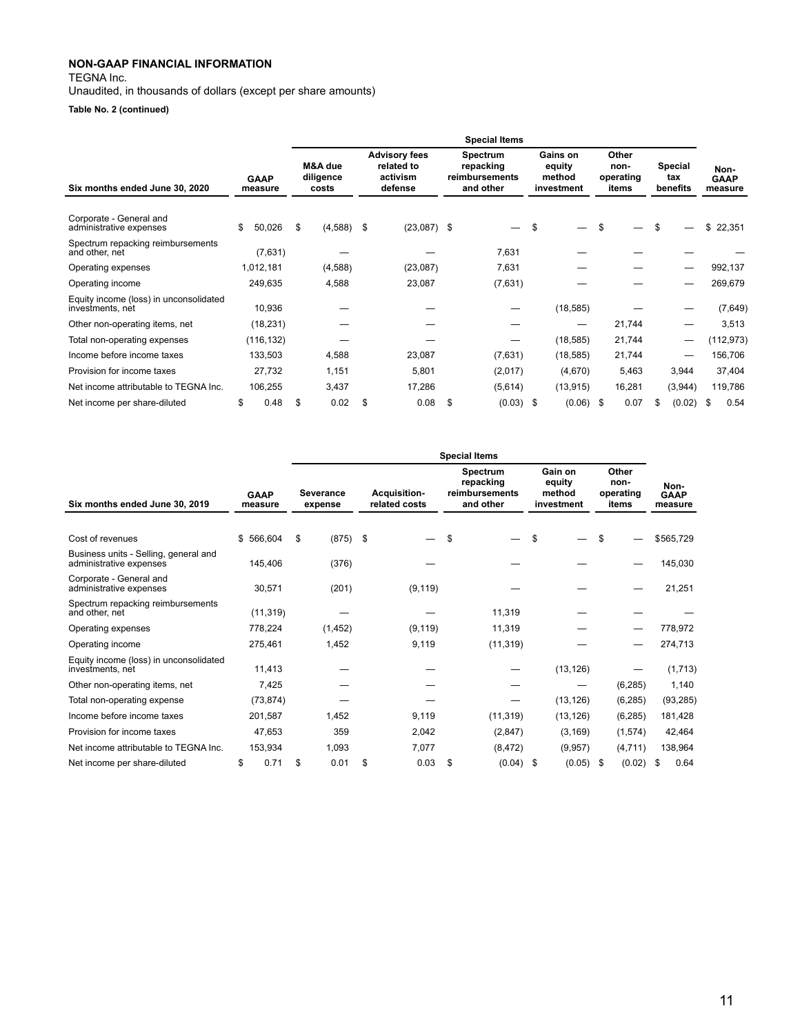**NON-GAAP FINANCIAL INFORMATION**

TEGNA Inc.

Unaudited, in thousands of dollars (except per share amounts)

**Table No. 2 (continued)**

| | | Special Items | | | | | | |
|---|---|---|---|---|---|---|---|---|
| **Six months ended June 30, 2020** | **GAAP measure** | **M&A due diligence costs** | **Advisory fees related to activism defense** | **Spectrum repacking reimbursements and other** | **Gains on equity method investment** | **Other non-operating items** | **Special tax benefits** | **Non-GAAP measure** |
| Corporate - General and administrative expenses | $ 50,026 | $ (4,588) | $ (23,087) | $ — | $ — | $ — | $ — | $ 22,351 |
| Spectrum repacking reimbursements and other, net | (7,631) | — | — | 7,631 | — | — | — | — |
| Operating expenses | 1,012,181 | (4,588) | (23,087) | 7,631 | — | — | — | 992,137 |
| Operating income | 249,635 | 4,588 | 23,087 | (7,631) | — | — | — | 269,679 |
| Equity income (loss) in unconsolidated investments, net | 10,936 | — | — | — | (18,585) | — | — | (7,649) |
| Other non-operating items, net | (18,231) | — | — | — | — | 21,744 | — | 3,513 |
| Total non-operating expenses | (116,132) | — | — | — | (18,585) | 21,744 | — | (112,973) |
| Income before income taxes | 133,503 | 4,588 | 23,087 | (7,631) | (18,585) | 21,744 | — | 156,706 |
| Provision for income taxes | 27,732 | 1,151 | 5,801 | (2,017) | (4,670) | 5,463 | 3,944 | 37,404 |
| Net income attributable to TEGNA Inc. | 106,255 | 3,437 | 17,286 | (5,614) | (13,915) | 16,281 | (3,944) | 119,786 |
| Net income per share-diluted | $ 0.48 | $ 0.02 | $ 0.08 | $ (0.03) | $ (0.06) | $ 0.07 | $ (0.02) | $ 0.54 |

| | | Special Items | | | | | |
|---|---|---|---|---|---|---|---|
| **Six months ended June 30, 2019** | **GAAP measure** | **Severance expense** | **Acquisition-related costs** | **Spectrum repacking reimbursements and other** | **Gain on equity method investment** | **Other non-operating items** | **Non-GAAP measure** |
| Cost of revenues | $ 566,604 | $ (875) | $ — | $ — | $ — | $ — | $565,729 |
| Business units - Selling, general and administrative expenses | 145,406 | (376) | — | — | — | — | 145,030 |
| Corporate - General and administrative expenses | 30,571 | (201) | (9,119) | — | — | — | 21,251 |
| Spectrum repacking reimbursements and other, net | (11,319) | — | — | 11,319 | — | — | — |
| Operating expenses | 778,224 | (1,452) | (9,119) | 11,319 | — | — | 778,972 |
| Operating income | 275,461 | 1,452 | 9,119 | (11,319) | — | — | 274,713 |
| Equity income (loss) in unconsolidated investments, net | 11,413 | — | — | — | (13,126) | — | (1,713) |
| Other non-operating items, net | 7,425 | — | — | — | — | (6,285) | 1,140 |
| Total non-operating expense | (73,874) | — | — | — | (13,126) | (6,285) | (93,285) |
| Income before income taxes | 201,587 | 1,452 | 9,119 | (11,319) | (13,126) | (6,285) | 181,428 |
| Provision for income taxes | 47,653 | 359 | 2,042 | (2,847) | (3,169) | (1,574) | 42,464 |
| Net income attributable to TEGNA Inc. | 153,934 | 1,093 | 7,077 | (8,472) | (9,957) | (4,711) | 138,964 |
| Net income per share-diluted | $ 0.71 | $ 0.01 | $ 0.03 | $ (0.04) | $ (0.05) | $ (0.02) | $ 0.64 |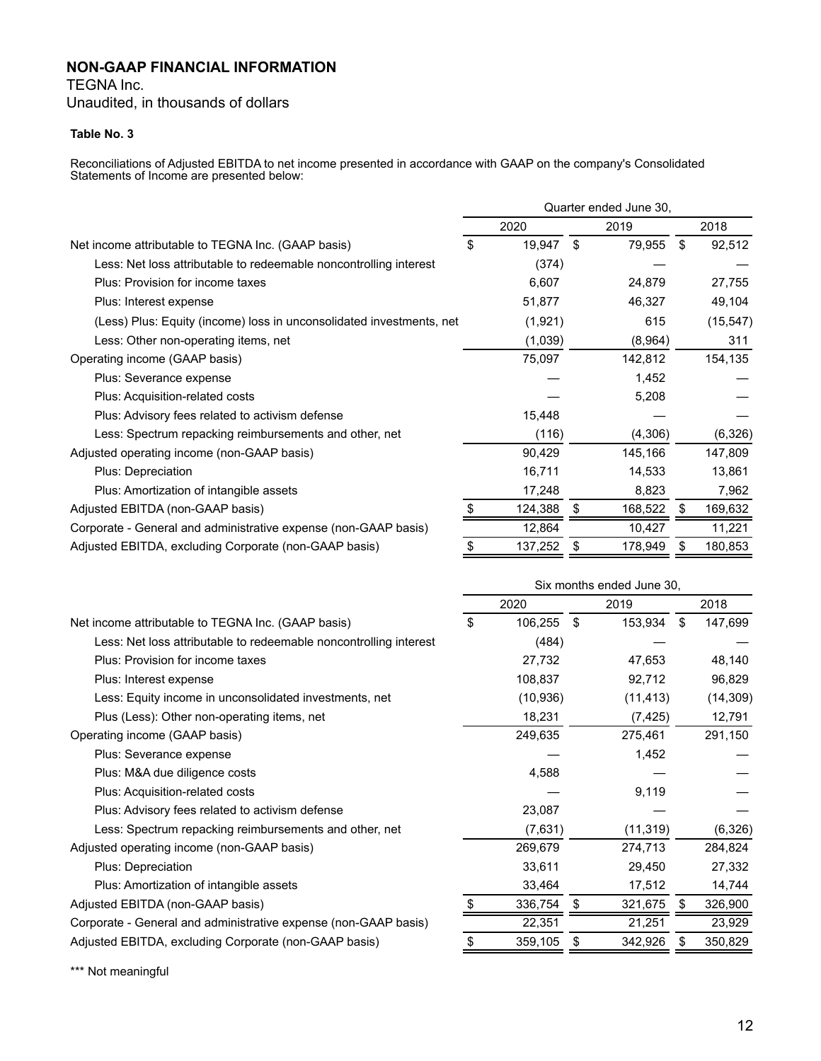## NON-GAAP FINANCIAL INFORMATION

TEGNA Inc.
Unaudited, in thousands of dollars

**Table No. 3**

Reconciliations of Adjusted EBITDA to net income presented in accordance with GAAP on the company's Consolidated Statements of Income are presented below:

| | Quarter ended June 30, | | |
|---|---|---|---|
| | 2020 | 2019 | 2018 |
| Net income attributable to TEGNA Inc. (GAAP basis) | $ 19,947 | $ 79,955 | $ 92,512 |
| Less: Net loss attributable to redeemable noncontrolling interest | (374) | — | — |
| Plus: Provision for income taxes | 6,607 | 24,879 | 27,755 |
| Plus: Interest expense | 51,877 | 46,327 | 49,104 |
| (Less) Plus: Equity (income) loss in unconsolidated investments, net | (1,921) | 615 | (15,547) |
| Less: Other non-operating items, net | (1,039) | (8,964) | 311 |
| Operating income (GAAP basis) | 75,097 | 142,812 | 154,135 |
| Plus: Severance expense | — | 1,452 | — |
| Plus: Acquisition-related costs | — | 5,208 | — |
| Plus: Advisory fees related to activism defense | 15,448 | — | — |
| Less: Spectrum repacking reimbursements and other, net | (116) | (4,306) | (6,326) |
| Adjusted operating income (non-GAAP basis) | 90,429 | 145,166 | 147,809 |
| Plus: Depreciation | 16,711 | 14,533 | 13,861 |
| Plus: Amortization of intangible assets | 17,248 | 8,823 | 7,962 |
| Adjusted EBITDA (non-GAAP basis) | $ 124,388 | $ 168,522 | $ 169,632 |
| Corporate - General and administrative expense (non-GAAP basis) | 12,864 | 10,427 | 11,221 |
| Adjusted EBITDA, excluding Corporate (non-GAAP basis) | $ 137,252 | $ 178,949 | $ 180,853 |

| | Six months ended June 30, | | |
|---|---|---|---|
| | 2020 | 2019 | 2018 |
| Net income attributable to TEGNA Inc. (GAAP basis) | $ 106,255 | $ 153,934 | $ 147,699 |
| Less: Net loss attributable to redeemable noncontrolling interest | (484) | — | — |
| Plus: Provision for income taxes | 27,732 | 47,653 | 48,140 |
| Plus: Interest expense | 108,837 | 92,712 | 96,829 |
| Less: Equity income in unconsolidated investments, net | (10,936) | (11,413) | (14,309) |
| Plus (Less): Other non-operating items, net | 18,231 | (7,425) | 12,791 |
| Operating income (GAAP basis) | 249,635 | 275,461 | 291,150 |
| Plus: Severance expense | — | 1,452 | — |
| Plus: M&A due diligence costs | 4,588 | — | — |
| Plus: Acquisition-related costs | — | 9,119 | — |
| Plus: Advisory fees related to activism defense | 23,087 | — | — |
| Less: Spectrum repacking reimbursements and other, net | (7,631) | (11,319) | (6,326) |
| Adjusted operating income (non-GAAP basis) | 269,679 | 274,713 | 284,824 |
| Plus: Depreciation | 33,611 | 29,450 | 27,332 |
| Plus: Amortization of intangible assets | 33,464 | 17,512 | 14,744 |
| Adjusted EBITDA (non-GAAP basis) | $ 336,754 | $ 321,675 | $ 326,900 |
| Corporate - General and administrative expense (non-GAAP basis) | 22,351 | 21,251 | 23,929 |
| Adjusted EBITDA, excluding Corporate (non-GAAP basis) | $ 359,105 | $ 342,926 | $ 350,829 |

*** Not meaningful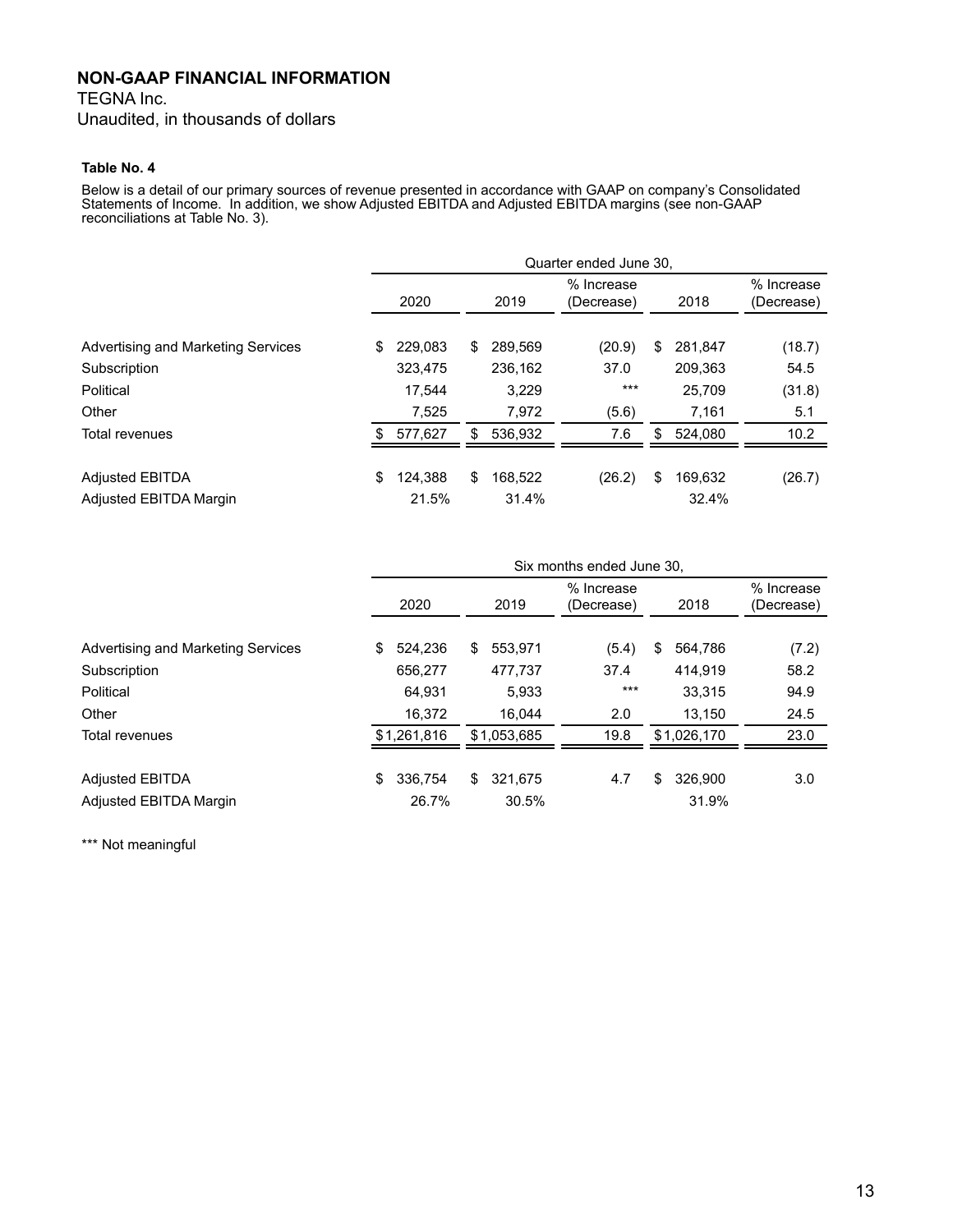## NON-GAAP FINANCIAL INFORMATION

TEGNA Inc.

Unaudited, in thousands of dollars

**Table No. 4**

Below is a detail of our primary sources of revenue presented in accordance with GAAP on company's Consolidated Statements of Income. In addition, we show Adjusted EBITDA and Adjusted EBITDA margins (see non-GAAP reconciliations at Table No. 3).

| | Quarter ended June 30, | | | | |
|---|---|---|---|---|---|
| | 2020 | 2019 | % Increase (Decrease) | 2018 | % Increase (Decrease) |
| Advertising and Marketing Services | $ 229,083 | $ 289,569 | (20.9) | $ 281,847 | (18.7) |
| Subscription | 323,475 | 236,162 | 37.0 | 209,363 | 54.5 |
| Political | 17,544 | 3,229 | *** | 25,709 | (31.8) |
| Other | 7,525 | 7,972 | (5.6) | 7,161 | 5.1 |
| Total revenues | $ 577,627 | $ 536,932 | 7.6 | $ 524,080 | 10.2 |
| | | | | | |
| Adjusted EBITDA | $ 124,388 | $ 168,522 | (26.2) | $ 169,632 | (26.7) |
| Adjusted EBITDA Margin | 21.5% | 31.4% | | 32.4% | |

| | Six months ended June 30, | | | | |
|---|---|---|---|---|---|
| | 2020 | 2019 | % Increase (Decrease) | 2018 | % Increase (Decrease) |
| Advertising and Marketing Services | $ 524,236 | $ 553,971 | (5.4) | $ 564,786 | (7.2) |
| Subscription | 656,277 | 477,737 | 37.4 | 414,919 | 58.2 |
| Political | 64,931 | 5,933 | *** | 33,315 | 94.9 |
| Other | 16,372 | 16,044 | 2.0 | 13,150 | 24.5 |
| Total revenues | $1,261,816 | $1,053,685 | 19.8 | $1,026,170 | 23.0 |
| | | | | | |
| Adjusted EBITDA | $ 336,754 | $ 321,675 | 4.7 | $ 326,900 | 3.0 |
| Adjusted EBITDA Margin | 26.7% | 30.5% | | 31.9% | |

*** Not meaningful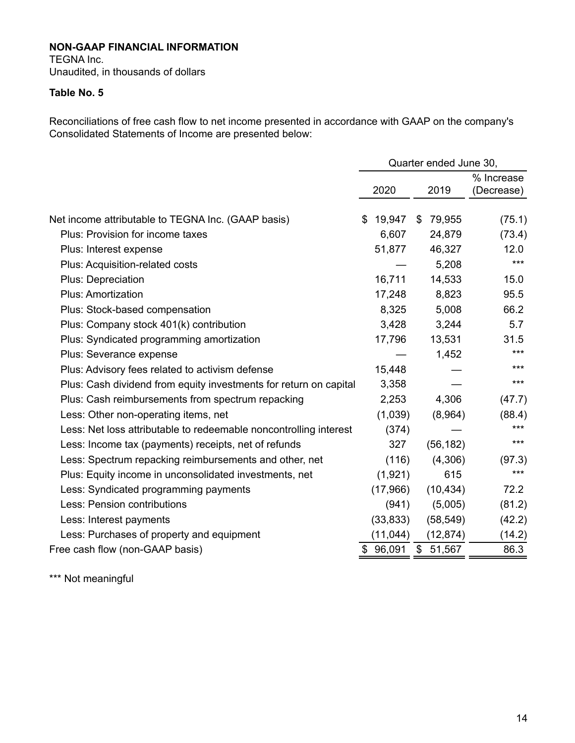**NON-GAAP FINANCIAL INFORMATION**
TEGNA Inc.
Unaudited, in thousands of dollars

**Table No. 5**

Reconciliations of free cash flow to net income presented in accordance with GAAP on the company's Consolidated Statements of Income are presented below:

| | Quarter ended June 30, | | |
|---|---|---|---|
| | 2020 | 2019 | % Increase (Decrease) |
| Net income attributable to TEGNA Inc. (GAAP basis) | $ 19,947 | $ 79,955 | (75.1) |
| Plus: Provision for income taxes | 6,607 | 24,879 | (73.4) |
| Plus: Interest expense | 51,877 | 46,327 | 12.0 |
| Plus: Acquisition-related costs | — | 5,208 | *** |
| Plus: Depreciation | 16,711 | 14,533 | 15.0 |
| Plus: Amortization | 17,248 | 8,823 | 95.5 |
| Plus: Stock-based compensation | 8,325 | 5,008 | 66.2 |
| Plus: Company stock 401(k) contribution | 3,428 | 3,244 | 5.7 |
| Plus: Syndicated programming amortization | 17,796 | 13,531 | 31.5 |
| Plus: Severance expense | — | 1,452 | *** |
| Plus: Advisory fees related to activism defense | 15,448 | — | *** |
| Plus: Cash dividend from equity investments for return on capital | 3,358 | — | *** |
| Plus: Cash reimbursements from spectrum repacking | 2,253 | 4,306 | (47.7) |
| Less: Other non-operating items, net | (1,039) | (8,964) | (88.4) |
| Less: Net loss attributable to redeemable noncontrolling interest | (374) | — | *** |
| Less: Income tax (payments) receipts, net of refunds | 327 | (56,182) | *** |
| Less: Spectrum repacking reimbursements and other, net | (116) | (4,306) | (97.3) |
| Plus: Equity income in unconsolidated investments, net | (1,921) | 615 | *** |
| Less: Syndicated programming payments | (17,966) | (10,434) | 72.2 |
| Less: Pension contributions | (941) | (5,005) | (81.2) |
| Less: Interest payments | (33,833) | (58,549) | (42.2) |
| Less: Purchases of property and equipment | (11,044) | (12,874) | (14.2) |
| Free cash flow (non-GAAP basis) | $ 96,091 | $ 51,567 | 86.3 |

*** Not meaningful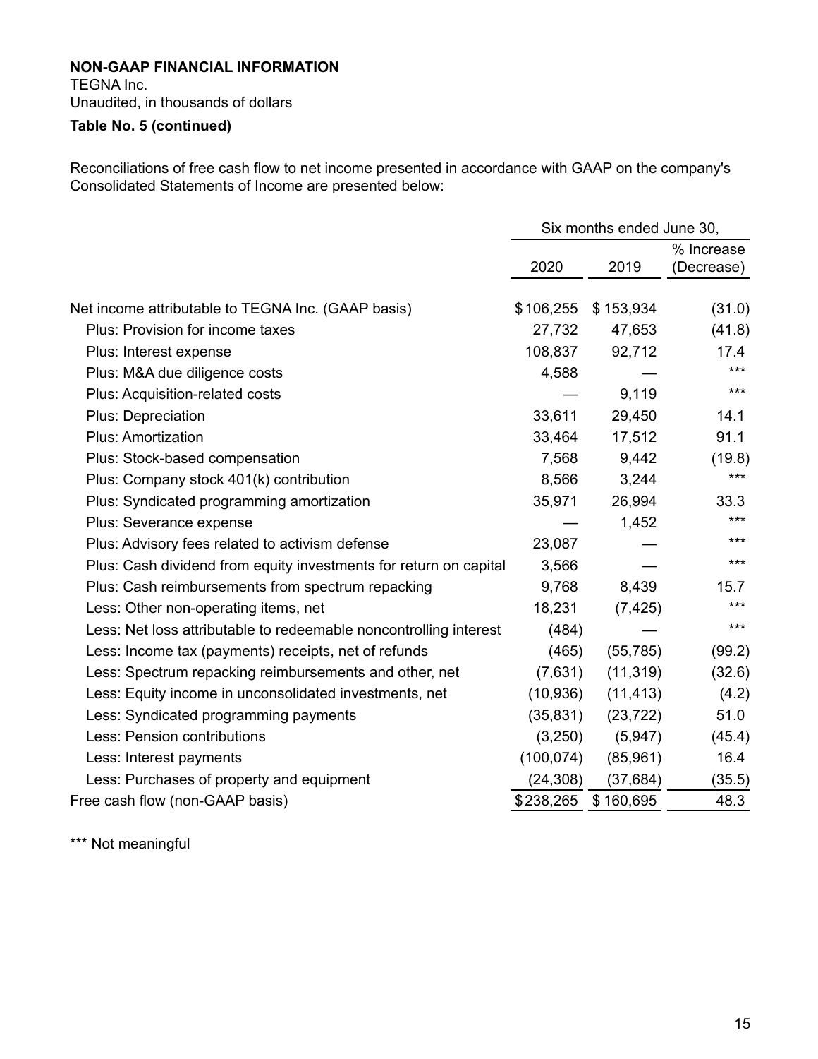**NON-GAAP FINANCIAL INFORMATION**

TEGNA Inc.

Unaudited, in thousands of dollars

**Table No. 5 (continued)**

Reconciliations of free cash flow to net income presented in accordance with GAAP on the company's Consolidated Statements of Income are presented below:

| | Six months ended June 30, | | |
|---|---|---|---|
| | 2020 | 2019 | % Increase (Decrease) |
| Net income attributable to TEGNA Inc. (GAAP basis) | $106,255 | $153,934 | (31.0) |
| Plus: Provision for income taxes | 27,732 | 47,653 | (41.8) |
| Plus: Interest expense | 108,837 | 92,712 | 17.4 |
| Plus: M&A due diligence costs | 4,588 | — | *** |
| Plus: Acquisition-related costs | — | 9,119 | *** |
| Plus: Depreciation | 33,611 | 29,450 | 14.1 |
| Plus: Amortization | 33,464 | 17,512 | 91.1 |
| Plus: Stock-based compensation | 7,568 | 9,442 | (19.8) |
| Plus: Company stock 401(k) contribution | 8,566 | 3,244 | *** |
| Plus: Syndicated programming amortization | 35,971 | 26,994 | 33.3 |
| Plus: Severance expense | — | 1,452 | *** |
| Plus: Advisory fees related to activism defense | 23,087 | — | *** |
| Plus: Cash dividend from equity investments for return on capital | 3,566 | — | *** |
| Plus: Cash reimbursements from spectrum repacking | 9,768 | 8,439 | 15.7 |
| Less: Other non-operating items, net | 18,231 | (7,425) | *** |
| Less: Net loss attributable to redeemable noncontrolling interest | (484) | — | *** |
| Less: Income tax (payments) receipts, net of refunds | (465) | (55,785) | (99.2) |
| Less: Spectrum repacking reimbursements and other, net | (7,631) | (11,319) | (32.6) |
| Less: Equity income in unconsolidated investments, net | (10,936) | (11,413) | (4.2) |
| Less: Syndicated programming payments | (35,831) | (23,722) | 51.0 |
| Less: Pension contributions | (3,250) | (5,947) | (45.4) |
| Less: Interest payments | (100,074) | (85,961) | 16.4 |
| Less: Purchases of property and equipment | (24,308) | (37,684) | (35.5) |
| Free cash flow (non-GAAP basis) | $238,265 | $160,695 | 48.3 |

*** Not meaningful